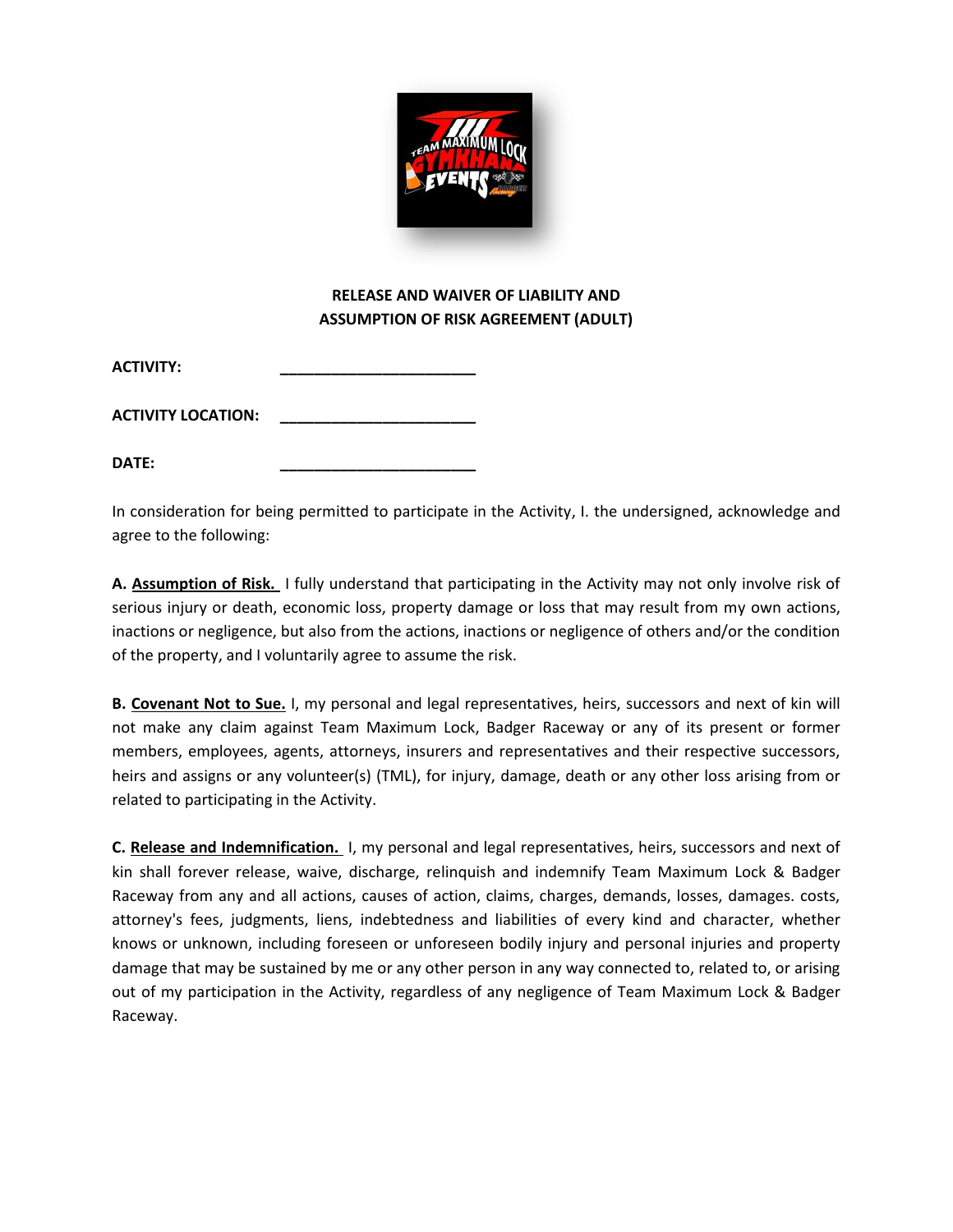**RELEASE AND WAIVER OF LIABILITY AND ASSUMPTION OF RISK AGREEMENT (ADULT)**

**ACTIVITY:** ________________________

**ACTIVITY LOCATION:** ________________________

**DATE:** ________________________

In consideration for being permitted to participate in the Activity, I. the undersigned, acknowledge and agree to the following:

**A. Assumption of Risk.** I fully understand that participating in the Activity may not only involve risk of serious injury or death, economic loss, property damage or loss that may result from my own actions, inactions or negligence, but also from the actions, inactions or negligence of others and/or the condition of the property, and I voluntarily agree to assume the risk.

**B. Covenant Not to Sue.** I, my personal and legal representatives, heirs, successors and next of kin will not make any claim against Team Maximum Lock, Badger Raceway or any of its present or former members, employees, agents, attorneys, insurers and representatives and their respective successors, heirs and assigns or any volunteer(s) (TML), for injury, damage, death or any other loss arising from or related to participating in the Activity.

**C. Release and Indemnification.** I, my personal and legal representatives, heirs, successors and next of kin shall forever release, waive, discharge, relinquish and indemnify Team Maximum Lock & Badger Raceway from any and all actions, causes of action, claims, charges, demands, losses, damages. costs, attorney's fees, judgments, liens, indebtedness and liabilities of every kind and character, whether knows or unknown, including foreseen or unforeseen bodily injury and personal injuries and property damage that may be sustained by me or any other person in any way connected to, related to, or arising out of my participation in the Activity, regardless of any negligence of Team Maximum Lock & Badger Raceway.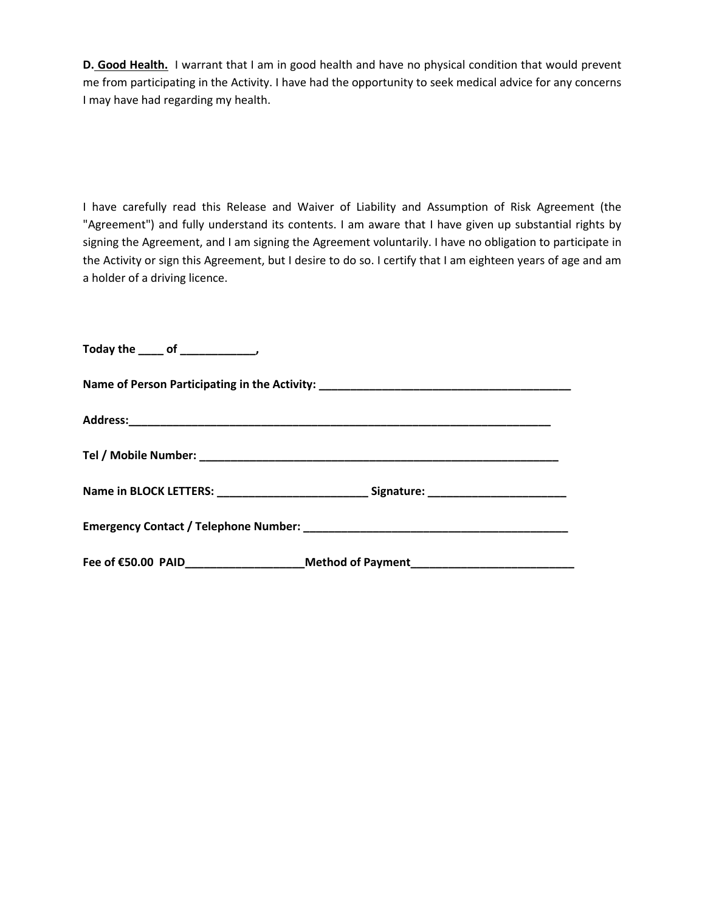**D. Good Health.** I warrant that I am in good health and have no physical condition that would prevent me from participating in the Activity. I have had the opportunity to seek medical advice for any concerns I may have had regarding my health.

I have carefully read this Release and Waiver of Liability and Assumption of Risk Agreement (the "Agreement") and fully understand its contents. I am aware that I have given up substantial rights by signing the Agreement, and I am signing the Agreement voluntarily. I have no obligation to participate in the Activity or sign this Agreement, but I desire to do so. I certify that I am eighteen years of age and am a holder of a driving licence.

**Today the ____ of ____________,**

**Name of Person Participating in the Activity: ________________________________________**

**Address:______________________________________________________________________**

**Tel / Mobile Number: __________________________________________________________**

**Name in BLOCK LETTERS: ________________________ Signature: ______________________**

**Emergency Contact / Telephone Number: __________________________________________**

**Fee of €50.00 PAID___________________Method of Payment_________________________**